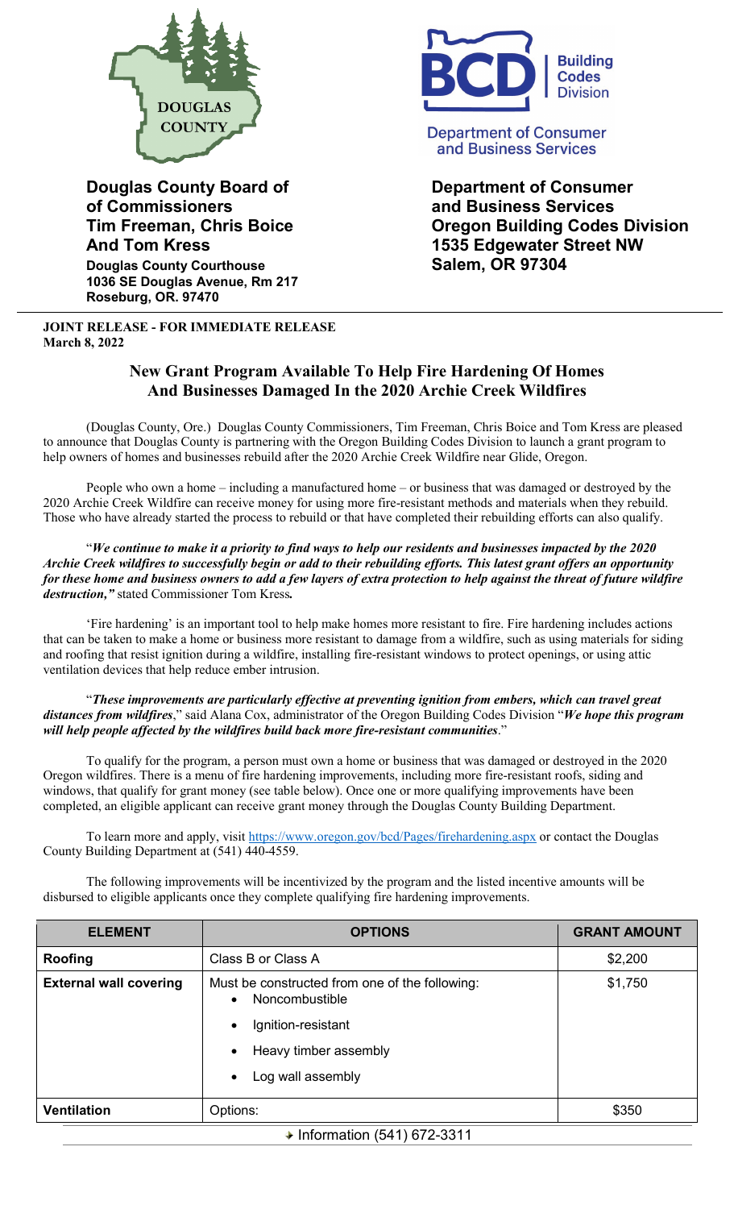**Douglas County Board of of Commissioners**
**Tim Freeman, Chris Boice And Tom Kress**
**Douglas County Courthouse**
**1036 SE Douglas Avenue, Rm 217**
**Roseburg, OR. 97470**

**Department of Consumer and Business Services**
**Oregon Building Codes Division**
**1535 Edgewater Street NW**
**Salem, OR 97304**

**JOINT RELEASE - FOR IMMEDIATE RELEASE**
**March 8, 2022**

## New Grant Program Available To Help Fire Hardening Of Homes And Businesses Damaged In the 2020 Archie Creek Wildfires

(Douglas County, Ore.) Douglas County Commissioners, Tim Freeman, Chris Boice and Tom Kress are pleased to announce that Douglas County is partnering with the Oregon Building Codes Division to launch a grant program to help owners of homes and businesses rebuild after the 2020 Archie Creek Wildfire near Glide, Oregon.

People who own a home – including a manufactured home – or business that was damaged or destroyed by the 2020 Archie Creek Wildfire can receive money for using more fire-resistant methods and materials when they rebuild. Those who have already started the process to rebuild or that have completed their rebuilding efforts can also qualify.

"***We continue to make it a priority to find ways to help our residents and businesses impacted by the 2020 Archie Creek wildfires to successfully begin or add to their rebuilding efforts. This latest grant offers an opportunity for these home and business owners to add a few layers of extra protection to help against the threat of future wildfire destruction,"*** stated Commissioner Tom Kress***.***

'Fire hardening' is an important tool to help make homes more resistant to fire. Fire hardening includes actions that can be taken to make a home or business more resistant to damage from a wildfire, such as using materials for siding and roofing that resist ignition during a wildfire, installing fire-resistant windows to protect openings, or using attic ventilation devices that help reduce ember intrusion.

"***These improvements are particularly effective at preventing ignition from embers, which can travel great distances from wildfires***," said Alana Cox, administrator of the Oregon Building Codes Division "***We hope this program will help people affected by the wildfires build back more fire-resistant communities***."

To qualify for the program, a person must own a home or business that was damaged or destroyed in the 2020 Oregon wildfires. There is a menu of fire hardening improvements, including more fire-resistant roofs, siding and windows, that qualify for grant money (see table below). Once one or more qualifying improvements have been completed, an eligible applicant can receive grant money through the Douglas County Building Department.

To learn more and apply, visit https://www.oregon.gov/bcd/Pages/firehardening.aspx or contact the Douglas County Building Department at (541) 440-4559.

The following improvements will be incentivized by the program and the listed incentive amounts will be disbursed to eligible applicants once they complete qualifying fire hardening improvements.

| ELEMENT | OPTIONS | GRANT AMOUNT |
|---|---|---|
| **Roofing** | Class B or Class A | $2,200 |
| **External wall covering** | Must be constructed from one of the following:<br>• Noncombustible<br>• Ignition-resistant<br>• Heavy timber assembly<br>• Log wall assembly | $1,750 |
| **Ventilation** | Options: | $350 |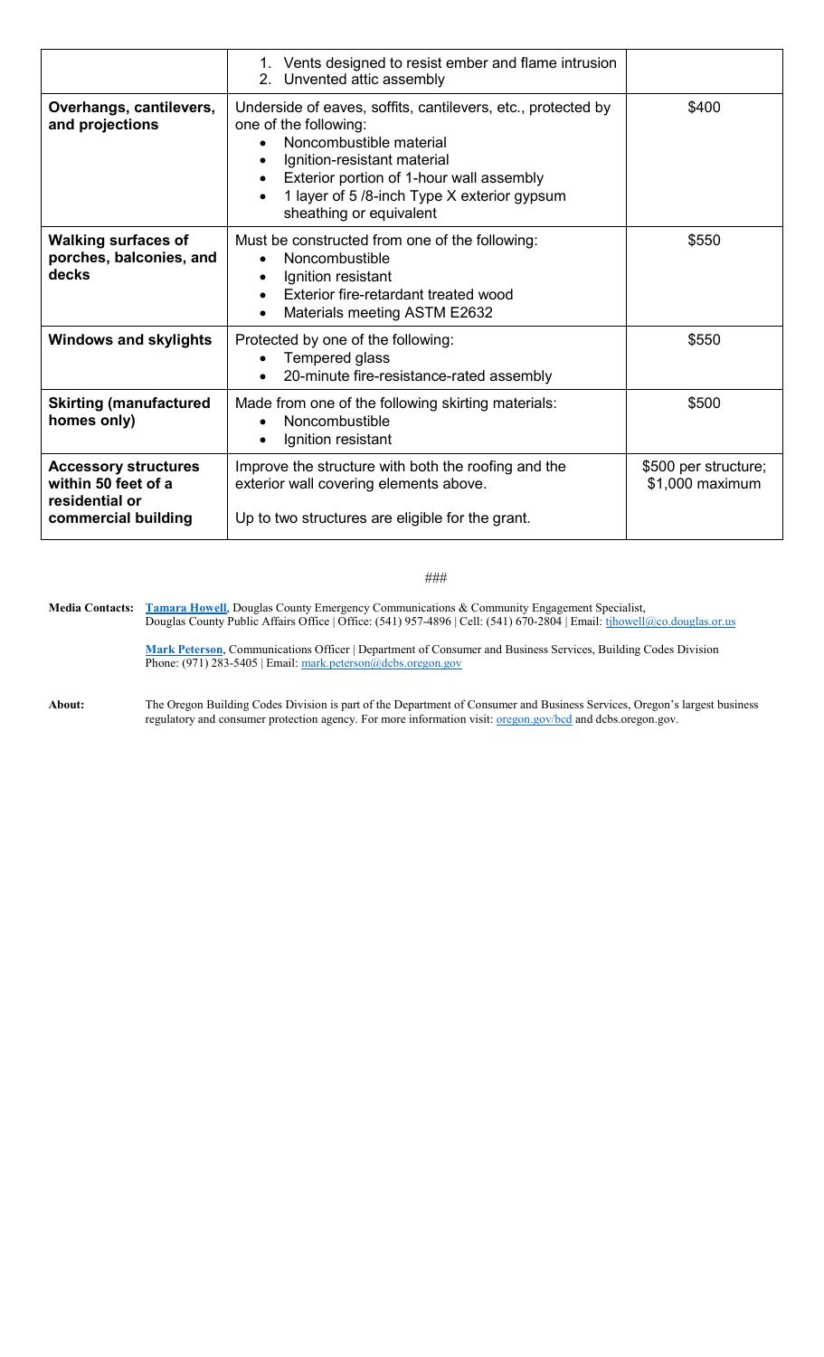| | | |
|---|---|---|
| | 1. Vents designed to resist ember and flame intrusion<br>2. Unvented attic assembly | |
| **Overhangs, cantilevers, and projections** | Underside of eaves, soffits, cantilevers, etc., protected by one of the following:<br>• Noncombustible material<br>• Ignition-resistant material<br>• Exterior portion of 1-hour wall assembly<br>• 1 layer of 5 /8-inch Type X exterior gypsum sheathing or equivalent | \$400 |
| **Walking surfaces of porches, balconies, and decks** | Must be constructed from one of the following:<br>• Noncombustible<br>• Ignition resistant<br>• Exterior fire-retardant treated wood<br>• Materials meeting ASTM E2632 | \$550 |
| **Windows and skylights** | Protected by one of the following:<br>• Tempered glass<br>• 20-minute fire-resistance-rated assembly | \$550 |
| **Skirting (manufactured homes only)** | Made from one of the following skirting materials:<br>• Noncombustible<br>• Ignition resistant | \$500 |
| **Accessory structures within 50 feet of a residential or commercial building** | Improve the structure with both the roofing and the exterior wall covering elements above.<br><br>Up to two structures are eligible for the grant. | \$500 per structure; \$1,000 maximum |

###

**Media Contacts:** **Tamara Howell**, Douglas County Emergency Communications & Community Engagement Specialist, Douglas County Public Affairs Office | Office: (541) 957-4896 | Cell: (541) 670-2804 | Email: tjhowell@co.douglas.or.us

**Mark Peterson**, Communications Officer | Department of Consumer and Business Services, Building Codes Division Phone: (971) 283-5405 | Email: mark.peterson@dcbs.oregon.gov

**About:** The Oregon Building Codes Division is part of the Department of Consumer and Business Services, Oregon's largest business regulatory and consumer protection agency. For more information visit: oregon.gov/bcd and dcbs.oregon.gov.